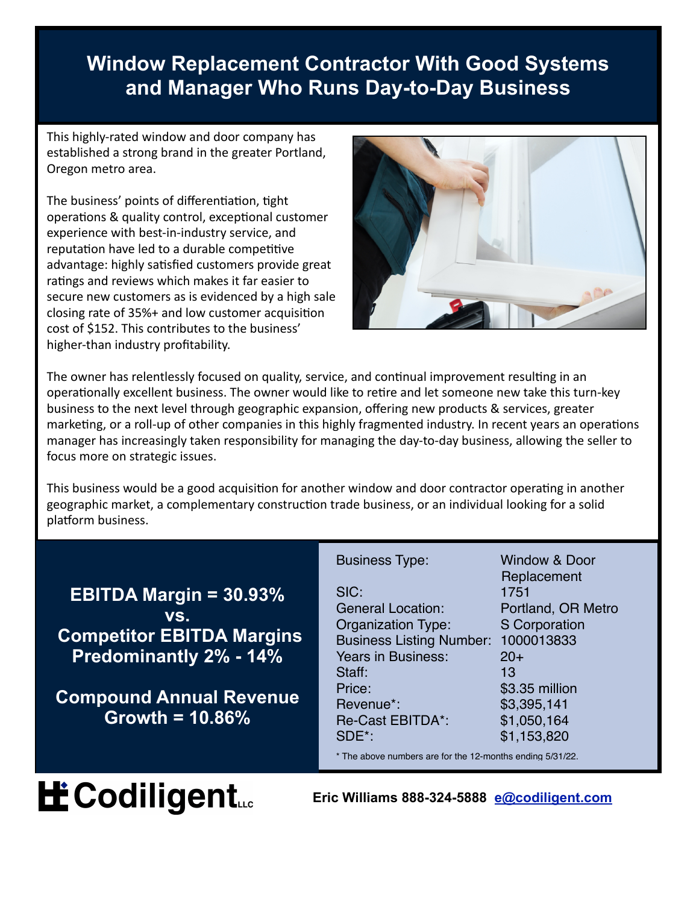# Window Replacement Contractor With Good Systems and Manager Who Runs Day-to-Day Business

This highly-rated window and door company has established a strong brand in the greater Portland, Oregon metro area.

The business' points of differentiation, tight operations & quality control, exceptional customer experience with best-in-industry service, and reputation have led to a durable competitive advantage: highly satisfied customers provide great ratings and reviews which makes it far easier to secure new customers as is evidenced by a high sale closing rate of 35%+ and low customer acquisition cost of $152. This contributes to the business' higher-than industry profitability.

The owner has relentlessly focused on quality, service, and continual improvement resulting in an operationally excellent business. The owner would like to retire and let someone new take this turn-key business to the next level through geographic expansion, offering new products & services, greater marketing, or a roll-up of other companies in this highly fragmented industry. In recent years an operations manager has increasingly taken responsibility for managing the day-to-day business, allowing the seller to focus more on strategic issues.

This business would be a good acquisition for another window and door contractor operating in another geographic market, a complementary construction trade business, or an individual looking for a solid platform business.

**EBITDA Margin = 30.93%**
**vs.**
**Competitor EBITDA Margins Predominantly 2% - 14%**

**Compound Annual Revenue Growth = 10.86%**

| | |
|---|---|
| Business Type: | Window & Door Replacement |
| SIC: | 1751 |
| General Location: | Portland, OR Metro |
| Organization Type: | S Corporation |
| Business Listing Number: | 1000013833 |
| Years in Business: | 20+ |
| Staff: | 13 |
| Price: | $3.35 million |
| Revenue*: | $3,395,141 |
| Re-Cast EBITDA*: | $1,050,164 |
| SDE*: | $1,153,820 |

\* The above numbers are for the 12-months ending 5/31/22.

**Codiligent LLC**

**Eric Williams 888-324-5888 e@codiligent.com**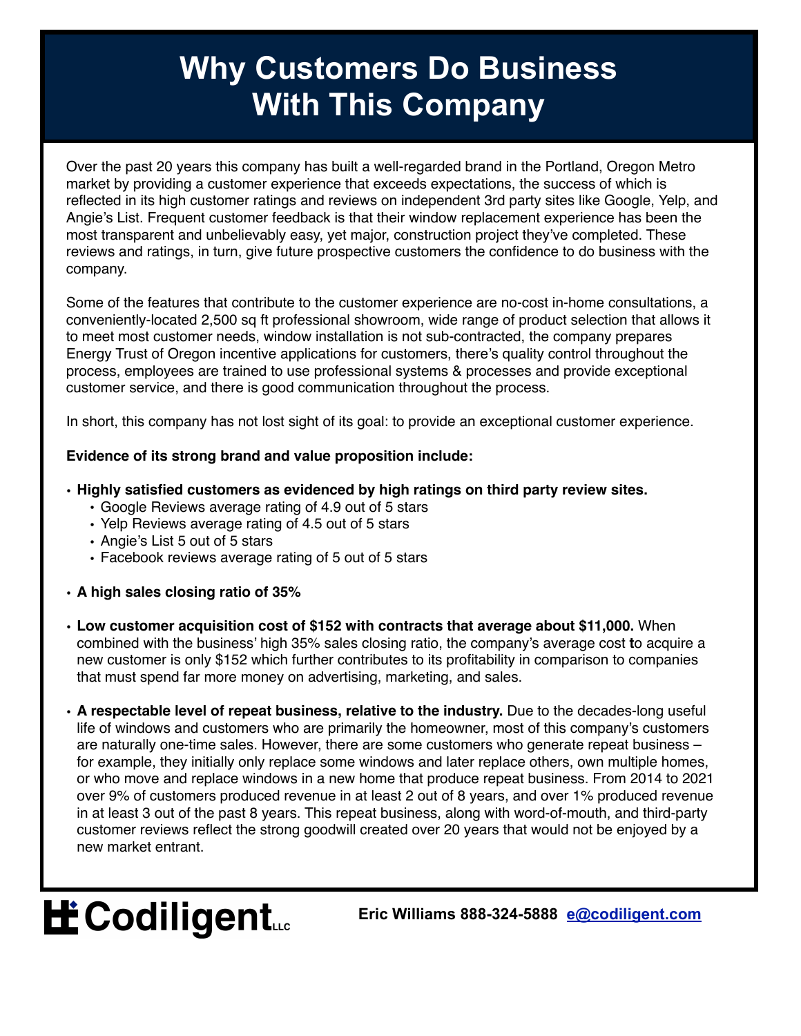# Why Customers Do Business With This Company

Over the past 20 years this company has built a well-regarded brand in the Portland, Oregon Metro market by providing a customer experience that exceeds expectations, the success of which is reflected in its high customer ratings and reviews on independent 3rd party sites like Google, Yelp, and Angie's List. Frequent customer feedback is that their window replacement experience has been the most transparent and unbelievably easy, yet major, construction project they've completed. These reviews and ratings, in turn, give future prospective customers the confidence to do business with the company.

Some of the features that contribute to the customer experience are no-cost in-home consultations, a conveniently-located 2,500 sq ft professional showroom, wide range of product selection that allows it to meet most customer needs, window installation is not sub-contracted, the company prepares Energy Trust of Oregon incentive applications for customers, there's quality control throughout the process, employees are trained to use professional systems & processes and provide exceptional customer service, and there is good communication throughout the process.

In short, this company has not lost sight of its goal: to provide an exceptional customer experience.

**Evidence of its strong brand and value proposition include:**

- **Highly satisfied customers as evidenced by high ratings on third party review sites.**
  - Google Reviews average rating of 4.9 out of 5 stars
  - Yelp Reviews average rating of 4.5 out of 5 stars
  - Angie's List 5 out of 5 stars
  - Facebook reviews average rating of 5 out of 5 stars

- **A high sales closing ratio of 35%**

- **Low customer acquisition cost of $152 with contracts that average about $11,000.** When combined with the business' high 35% sales closing ratio, the company's average cost to acquire a new customer is only $152 which further contributes to its profitability in comparison to companies that must spend far more money on advertising, marketing, and sales.

- **A respectable level of repeat business, relative to the industry.** Due to the decades-long useful life of windows and customers who are primarily the homeowner, most of this company's customers are naturally one-time sales. However, there are some customers who generate repeat business – for example, they initially only replace some windows and later replace others, own multiple homes, or who move and replace windows in a new home that produce repeat business. From 2014 to 2021 over 9% of customers produced revenue in at least 2 out of 8 years, and over 1% produced revenue in at least 3 out of the past 8 years. This repeat business, along with word-of-mouth, and third-party customer reviews reflect the strong goodwill created over 20 years that would not be enjoyed by a new market entrant.

**Codiligent** LLC

**Eric Williams 888-324-5888 [e@codiligent.com](mailto:e@codiligent.com)**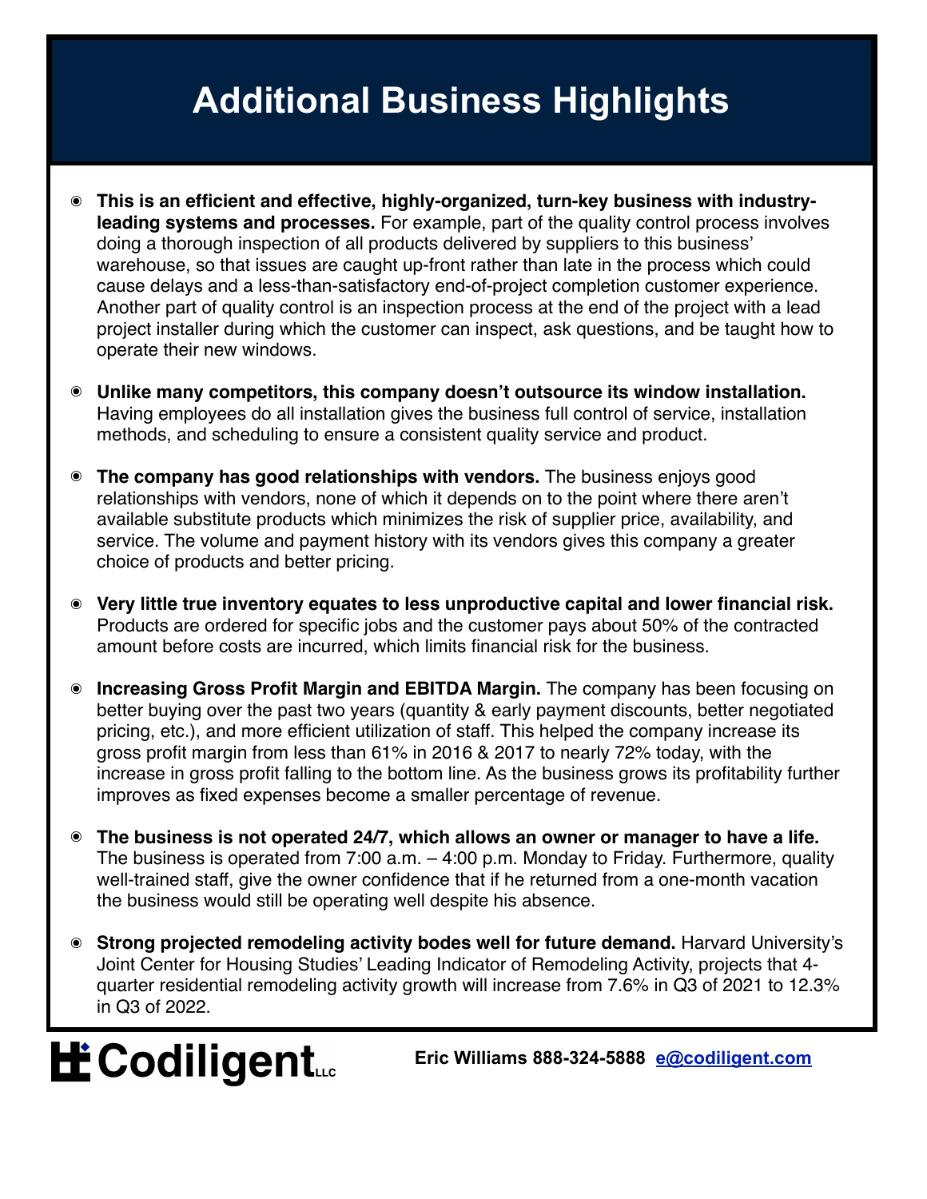# Additional Business Highlights

- **This is an efficient and effective, highly-organized, turn-key business with industry-leading systems and processes.** For example, part of the quality control process involves doing a thorough inspection of all products delivered by suppliers to this business' warehouse, so that issues are caught up-front rather than late in the process which could cause delays and a less-than-satisfactory end-of-project completion customer experience. Another part of quality control is an inspection process at the end of the project with a lead project installer during which the customer can inspect, ask questions, and be taught how to operate their new windows.

- **Unlike many competitors, this company doesn't outsource its window installation.** Having employees do all installation gives the business full control of service, installation methods, and scheduling to ensure a consistent quality service and product.

- **The company has good relationships with vendors.** The business enjoys good relationships with vendors, none of which it depends on to the point where there aren't available substitute products which minimizes the risk of supplier price, availability, and service. The volume and payment history with its vendors gives this company a greater choice of products and better pricing.

- **Very little true inventory equates to less unproductive capital and lower financial risk.** Products are ordered for specific jobs and the customer pays about 50% of the contracted amount before costs are incurred, which limits financial risk for the business.

- **Increasing Gross Profit Margin and EBITDA Margin.** The company has been focusing on better buying over the past two years (quantity & early payment discounts, better negotiated pricing, etc.), and more efficient utilization of staff. This helped the company increase its gross profit margin from less than 61% in 2016 & 2017 to nearly 72% today, with the increase in gross profit falling to the bottom line. As the business grows its profitability further improves as fixed expenses become a smaller percentage of revenue.

- **The business is not operated 24/7, which allows an owner or manager to have a life.** The business is operated from 7:00 a.m. – 4:00 p.m. Monday to Friday. Furthermore, quality well-trained staff, give the owner confidence that if he returned from a one-month vacation the business would still be operating well despite his absence.

- **Strong projected remodeling activity bodes well for future demand.** Harvard University's Joint Center for Housing Studies' Leading Indicator of Remodeling Activity, projects that 4-quarter residential remodeling activity growth will increase from 7.6% in Q3 of 2021 to 12.3% in Q3 of 2022.

**Codiligent** LLC

**Eric Williams 888-324-5888** [e@codiligent.com](mailto:e@codiligent.com)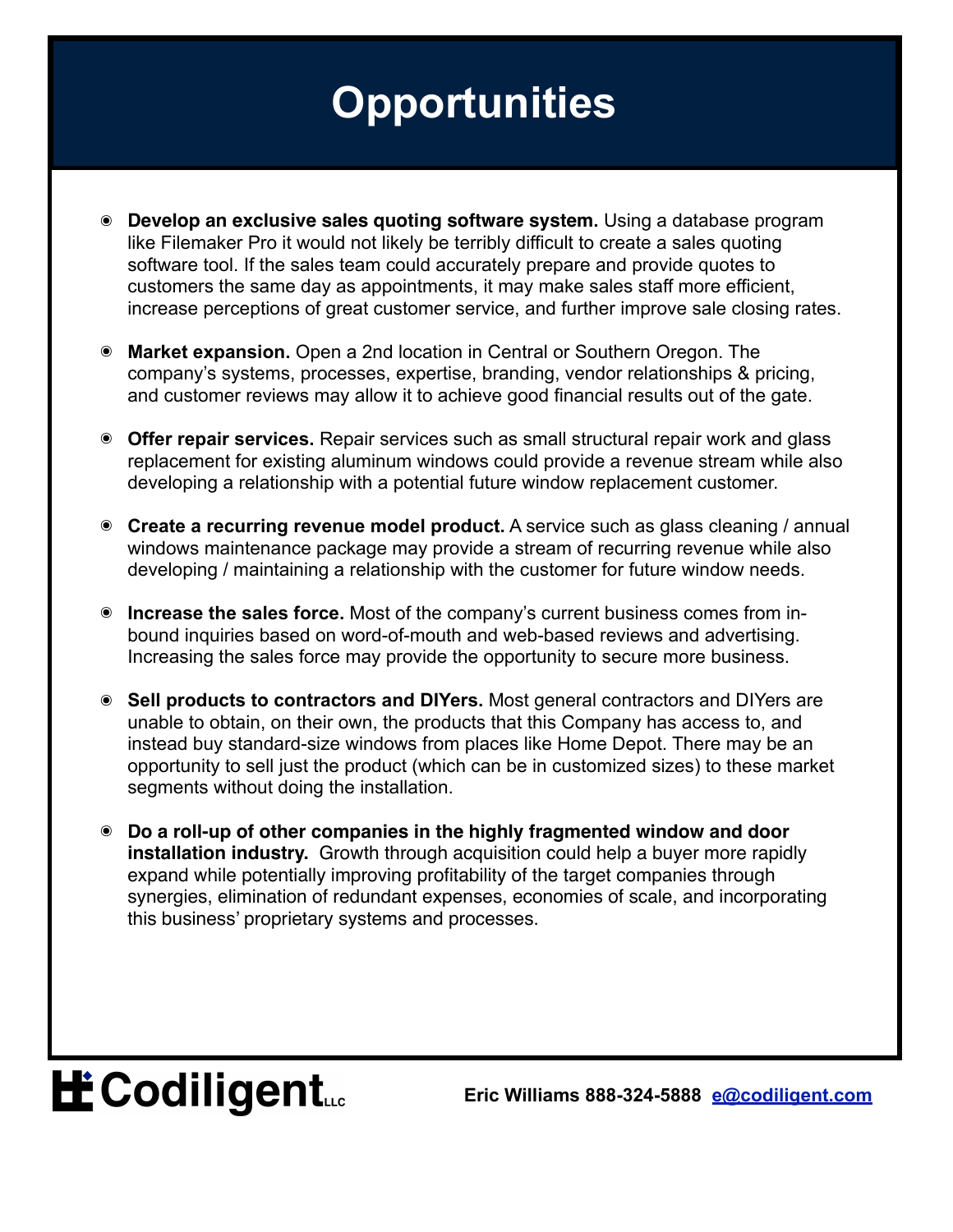# Opportunities

- **Develop an exclusive sales quoting software system.** Using a database program like Filemaker Pro it would not likely be terribly difficult to create a sales quoting software tool. If the sales team could accurately prepare and provide quotes to customers the same day as appointments, it may make sales staff more efficient, increase perceptions of great customer service, and further improve sale closing rates.

- **Market expansion.** Open a 2nd location in Central or Southern Oregon. The company's systems, processes, expertise, branding, vendor relationships & pricing, and customer reviews may allow it to achieve good financial results out of the gate.

- **Offer repair services.** Repair services such as small structural repair work and glass replacement for existing aluminum windows could provide a revenue stream while also developing a relationship with a potential future window replacement customer.

- **Create a recurring revenue model product.** A service such as glass cleaning / annual windows maintenance package may provide a stream of recurring revenue while also developing / maintaining a relationship with the customer for future window needs.

- **Increase the sales force.** Most of the company's current business comes from in-bound inquiries based on word-of-mouth and web-based reviews and advertising. Increasing the sales force may provide the opportunity to secure more business.

- **Sell products to contractors and DIYers.** Most general contractors and DIYers are unable to obtain, on their own, the products that this Company has access to, and instead buy standard-size windows from places like Home Depot. There may be an opportunity to sell just the product (which can be in customized sizes) to these market segments without doing the installation.

- **Do a roll-up of other companies in the highly fragmented window and door installation industry.** Growth through acquisition could help a buyer more rapidly expand while potentially improving profitability of the target companies through synergies, elimination of redundant expenses, economies of scale, and incorporating this business' proprietary systems and processes.

Codiligent LLC — Eric Williams 888-324-5888 e@codiligent.com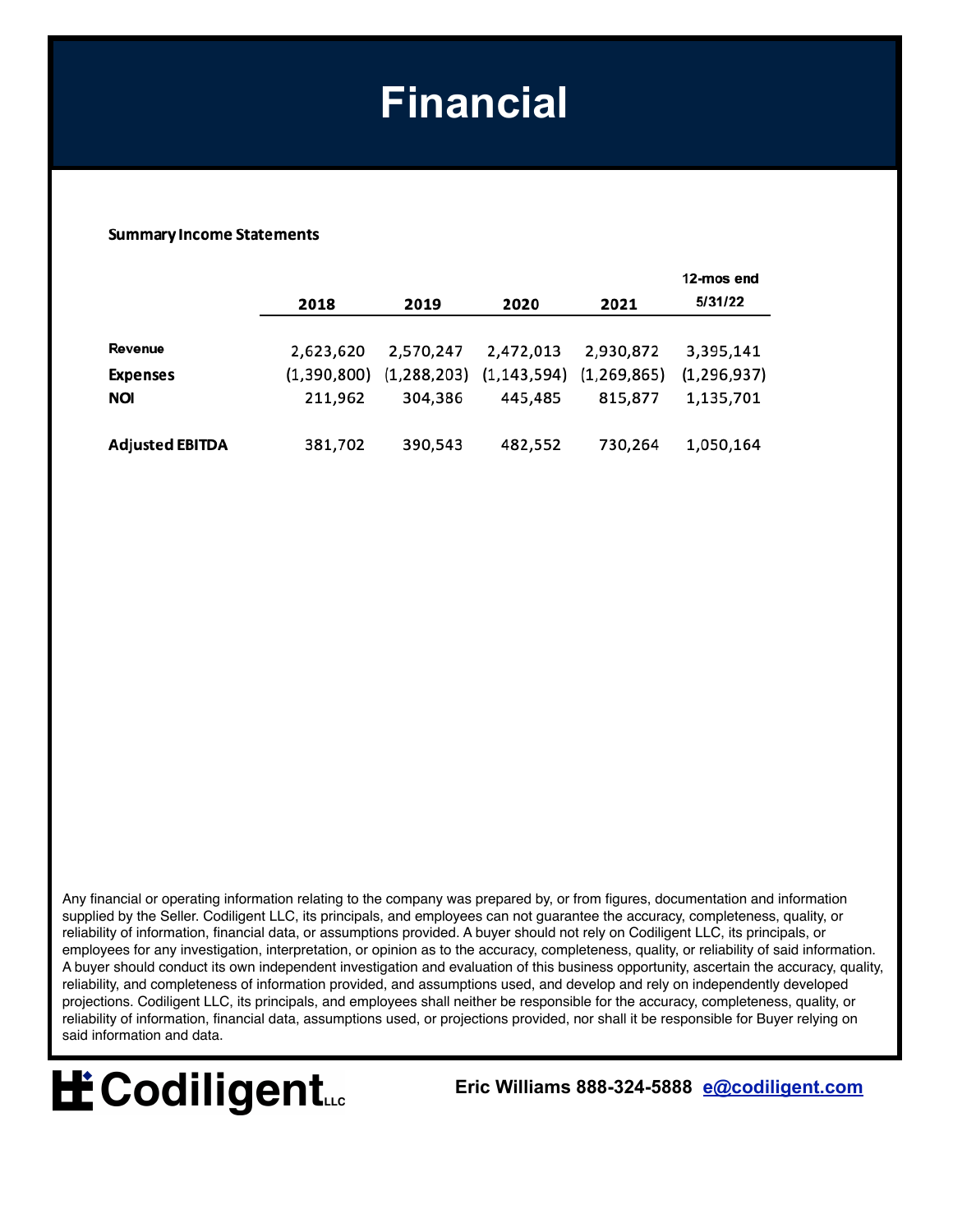# Financial

**Summary Income Statements**

| | 2018 | 2019 | 2020 | 2021 | 12-mos end 5/31/22 |
|---|---|---|---|---|---|
| **Revenue** | 2,623,620 | 2,570,247 | 2,472,013 | 2,930,872 | 3,395,141 |
| **Expenses** | (1,390,800) | (1,288,203) | (1,143,594) | (1,269,865) | (1,296,937) |
| **NOI** | 211,962 | 304,386 | 445,485 | 815,877 | 1,135,701 |
| | | | | | |
| **Adjusted EBITDA** | 381,702 | 390,543 | 482,552 | 730,264 | 1,050,164 |

Any financial or operating information relating to the company was prepared by, or from figures, documentation and information supplied by the Seller. Codiligent LLC, its principals, and employees can not guarantee the accuracy, completeness, quality, or reliability of information, financial data, or assumptions provided. A buyer should not rely on Codiligent LLC, its principals, or employees for any investigation, interpretation, or opinion as to the accuracy, completeness, quality, or reliability of said information. A buyer should conduct its own independent investigation and evaluation of this business opportunity, ascertain the accuracy, quality, reliability, and completeness of information provided, and assumptions used, and develop and rely on independently developed projections. Codiligent LLC, its principals, and employees shall neither be responsible for the accuracy, completeness, quality, or reliability of information, financial data, assumptions used, or projections provided, nor shall it be responsible for Buyer relying on said information and data.

**Codiligent LLC**

**Eric Williams 888-324-5888 [e@codiligent.com](mailto:e@codiligent.com)**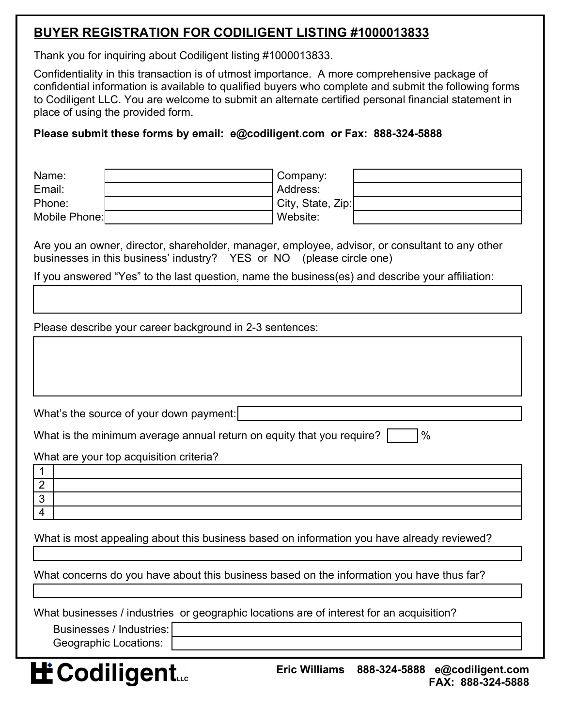## BUYER REGISTRATION FOR CODILIGENT LISTING #1000013833

Thank you for inquiring about Codiligent listing #1000013833.

Confidentiality in this transaction is of utmost importance. A more comprehensive package of confidential information is available to qualified buyers who complete and submit the following forms to Codiligent LLC. You are welcome to submit an alternate certified personal financial statement in place of using the provided form.

**Please submit these forms by email: e@codiligent.com or Fax: 888-324-5888**

| | | | |
|---|---|---|---|
| Name: | | Company: | |
| Email: | | Address: | |
| Phone: | | City, State, Zip: | |
| Mobile Phone: | | Website: | |

Are you an owner, director, shareholder, manager, employee, advisor, or consultant to any other businesses in this business' industry? YES or NO (please circle one)

If you answered "Yes" to the last question, name the business(es) and describe your affiliation:

Please describe your career background in 2-3 sentences:

What's the source of your down payment:

What is the minimum average annual return on equity that you require? ____ %

What are your top acquisition criteria?

| | |
|---|---|
| 1 | |
| 2 | |
| 3 | |
| 4 | |

What is most appealing about this business based on information you have already reviewed?

What concerns do you have about this business based on the information you have thus far?

What businesses / industries or geographic locations are of interest for an acquisition?

Businesses / Industries:

Geographic Locations:

Codiligent LLC

**Eric Williams 888-324-5888 e@codiligent.com**
**FAX: 888-324-5888**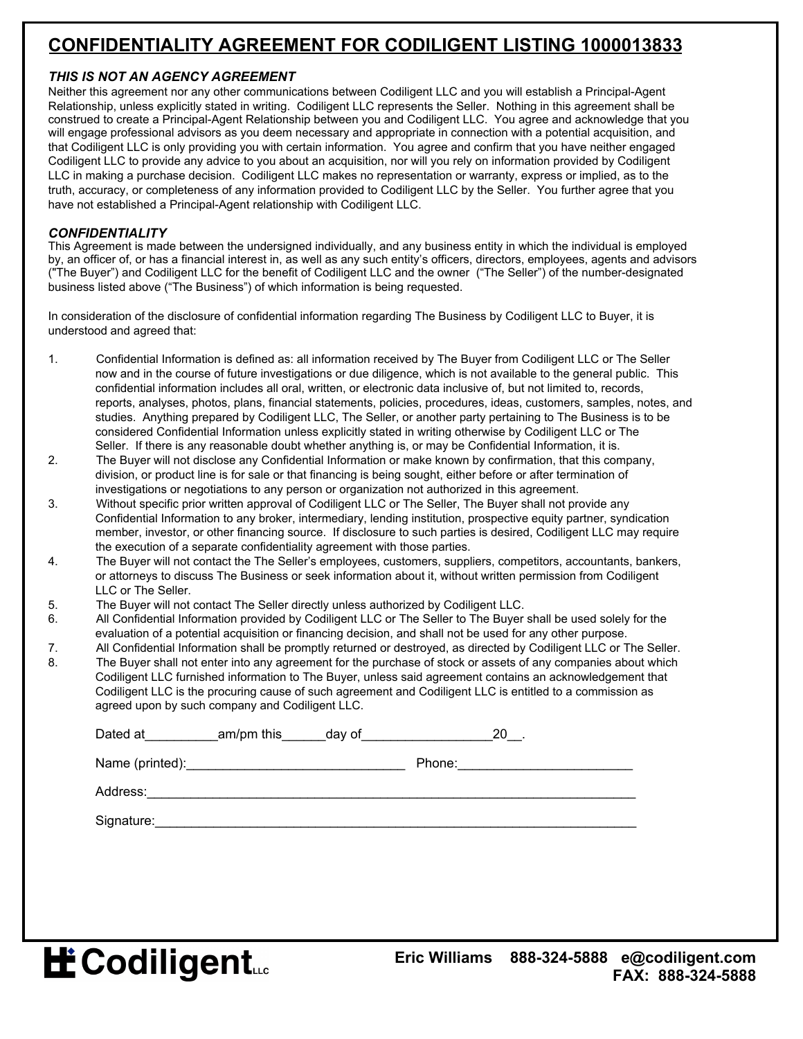# CONFIDENTIALITY AGREEMENT FOR CODILIGENT LISTING 1000013833

### *THIS IS NOT AN AGENCY AGREEMENT*

Neither this agreement nor any other communications between Codiligent LLC and you will establish a Principal-Agent Relationship, unless explicitly stated in writing. Codiligent LLC represents the Seller. Nothing in this agreement shall be construed to create a Principal-Agent Relationship between you and Codiligent LLC. You agree and acknowledge that you will engage professional advisors as you deem necessary and appropriate in connection with a potential acquisition, and that Codiligent LLC is only providing you with certain information. You agree and confirm that you have neither engaged Codiligent LLC to provide any advice to you about an acquisition, nor will you rely on information provided by Codiligent LLC in making a purchase decision. Codiligent LLC makes no representation or warranty, express or implied, as to the truth, accuracy, or completeness of any information provided to Codiligent LLC by the Seller. You further agree that you have not established a Principal-Agent relationship with Codiligent LLC.

### *CONFIDENTIALITY*

This Agreement is made between the undersigned individually, and any business entity in which the individual is employed by, an officer of, or has a financial interest in, as well as any such entity's officers, directors, employees, agents and advisors ("The Buyer") and Codiligent LLC for the benefit of Codiligent LLC and the owner ("The Seller") of the number-designated business listed above ("The Business") of which information is being requested.

In consideration of the disclosure of confidential information regarding The Business by Codiligent LLC to Buyer, it is understood and agreed that:

1. Confidential Information is defined as: all information received by The Buyer from Codiligent LLC or The Seller now and in the course of future investigations or due diligence, which is not available to the general public. This confidential information includes all oral, written, or electronic data inclusive of, but not limited to, records, reports, analyses, photos, plans, financial statements, policies, procedures, ideas, customers, samples, notes, and studies. Anything prepared by Codiligent LLC, The Seller, or another party pertaining to The Business is to be considered Confidential Information unless explicitly stated in writing otherwise by Codiligent LLC or The Seller. If there is any reasonable doubt whether anything is, or may be Confidential Information, it is.
2. The Buyer will not disclose any Confidential Information or make known by confirmation, that this company, division, or product line is for sale or that financing is being sought, either before or after termination of investigations or negotiations to any person or organization not authorized in this agreement.
3. Without specific prior written approval of Codiligent LLC or The Seller, The Buyer shall not provide any Confidential Information to any broker, intermediary, lending institution, prospective equity partner, syndication member, investor, or other financing source. If disclosure to such parties is desired, Codiligent LLC may require the execution of a separate confidentiality agreement with those parties.
4. The Buyer will not contact the The Seller's employees, customers, suppliers, competitors, accountants, bankers, or attorneys to discuss The Business or seek information about it, without written permission from Codiligent LLC or The Seller.
5. The Buyer will not contact The Seller directly unless authorized by Codiligent LLC.
6. All Confidential Information provided by Codiligent LLC or The Seller to The Buyer shall be used solely for the evaluation of a potential acquisition or financing decision, and shall not be used for any other purpose.
7. All Confidential Information shall be promptly returned or destroyed, as directed by Codiligent LLC or The Seller.
8. The Buyer shall not enter into any agreement for the purchase of stock or assets of any companies about which Codiligent LLC furnished information to The Buyer, unless said agreement contains an acknowledgement that Codiligent LLC is the procuring cause of such agreement and Codiligent LLC is entitled to a commission as agreed upon by such company and Codiligent LLC.

Dated at__________am/pm this______day of__________________20__.

Name (printed):______________________________ Phone:________________________

Address:______________________________________________________________________

Signature:_____________________________________________________________________

**Codiligent** LLC

**Eric Williams 888-324-5888 e@codiligent.com**
**FAX: 888-324-5888**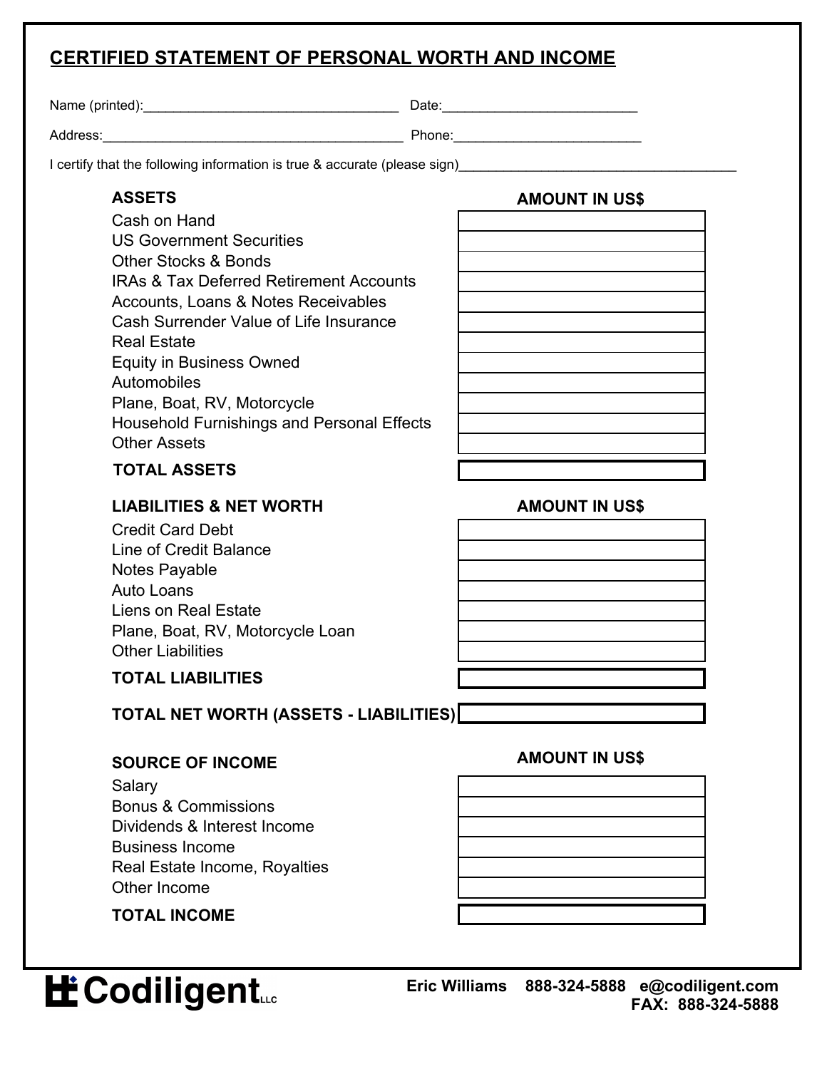# CERTIFIED STATEMENT OF PERSONAL WORTH AND INCOME

Name (printed):___________________________________ Date:___________________________

Address:_________________________________________ Phone:_________________________

I certify that the following information is true & accurate (please sign)______________________________________

| ASSETS | AMOUNT IN US$ |
|---|---|
| Cash on Hand | |
| US Government Securities | |
| Other Stocks & Bonds | |
| IRAs & Tax Deferred Retirement Accounts | |
| Accounts, Loans & Notes Receivables | |
| Cash Surrender Value of Life Insurance | |
| Real Estate | |
| Equity in Business Owned | |
| Automobiles | |
| Plane, Boat, RV, Motorcycle | |
| Household Furnishings and Personal Effects | |
| Other Assets | |
| **TOTAL ASSETS** | |

| LIABILITIES & NET WORTH | AMOUNT IN US$ |
|---|---|
| Credit Card Debt | |
| Line of Credit Balance | |
| Notes Payable | |
| Auto Loans | |
| Liens on Real Estate | |
| Plane, Boat, RV, Motorcycle Loan | |
| Other Liabilities | |
| **TOTAL LIABILITIES** | |
| **TOTAL NET WORTH (ASSETS - LIABILITIES)** | |

| SOURCE OF INCOME | AMOUNT IN US$ |
|---|---|
| Salary | |
| Bonus & Commissions | |
| Dividends & Interest Income | |
| Business Income | |
| Real Estate Income, Royalties | |
| Other Income | |
| **TOTAL INCOME** | |

Codiligent LLC

**Eric Williams 888-324-5888 e@codiligent.com**
**FAX: 888-324-5888**